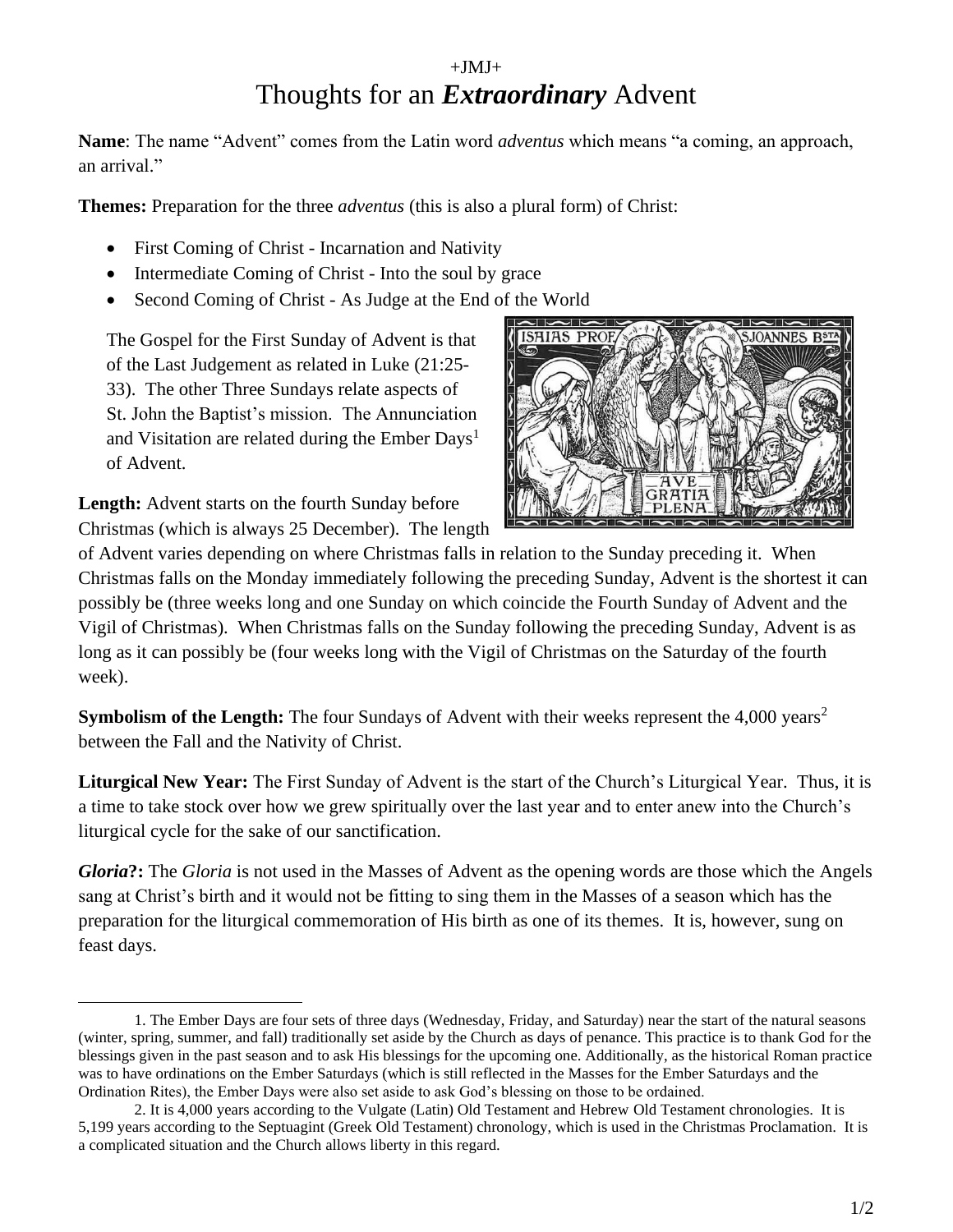+JMJ+

# Thoughts for an ***Extraordinary*** Advent

**Name**: The name "Advent" comes from the Latin word *adventus* which means "a coming, an approach, an arrival."

**Themes:** Preparation for the three *adventus* (this is also a plural form) of Christ:

- First Coming of Christ - Incarnation and Nativity
- Intermediate Coming of Christ - Into the soul by grace
- Second Coming of Christ - As Judge at the End of the World

The Gospel for the First Sunday of Advent is that of the Last Judgement as related in Luke (21:25-33). The other Three Sundays relate aspects of St. John the Baptist's mission. The Annunciation and Visitation are related during the Ember Days[1] of Advent.

**Length:** Advent starts on the fourth Sunday before Christmas (which is always 25 December). The length of Advent varies depending on where Christmas falls in relation to the Sunday preceding it. When Christmas falls on the Monday immediately following the preceding Sunday, Advent is the shortest it can possibly be (three weeks long and one Sunday on which coincide the Fourth Sunday of Advent and the Vigil of Christmas). When Christmas falls on the Sunday following the preceding Sunday, Advent is as long as it can possibly be (four weeks long with the Vigil of Christmas on the Saturday of the fourth week).

**Symbolism of the Length:** The four Sundays of Advent with their weeks represent the 4,000 years[2] between the Fall and the Nativity of Christ.

**Liturgical New Year:** The First Sunday of Advent is the start of the Church's Liturgical Year. Thus, it is a time to take stock over how we grew spiritually over the last year and to enter anew into the Church's liturgical cycle for the sake of our sanctification.

***Gloria*?:** The *Gloria* is not used in the Masses of Advent as the opening words are those which the Angels sang at Christ's birth and it would not be fitting to sing them in the Masses of a season which has the preparation for the liturgical commemoration of His birth as one of its themes. It is, however, sung on feast days.

---

1. The Ember Days are four sets of three days (Wednesday, Friday, and Saturday) near the start of the natural seasons (winter, spring, summer, and fall) traditionally set aside by the Church as days of penance. This practice is to thank God for the blessings given in the past season and to ask His blessings for the upcoming one. Additionally, as the historical Roman practice was to have ordinations on the Ember Saturdays (which is still reflected in the Masses for the Ember Saturdays and the Ordination Rites), the Ember Days were also set aside to ask God's blessing on those to be ordained.

2. It is 4,000 years according to the Vulgate (Latin) Old Testament and Hebrew Old Testament chronologies. It is 5,199 years according to the Septuagint (Greek Old Testament) chronology, which is used in the Christmas Proclamation. It is a complicated situation and the Church allows liberty in this regard.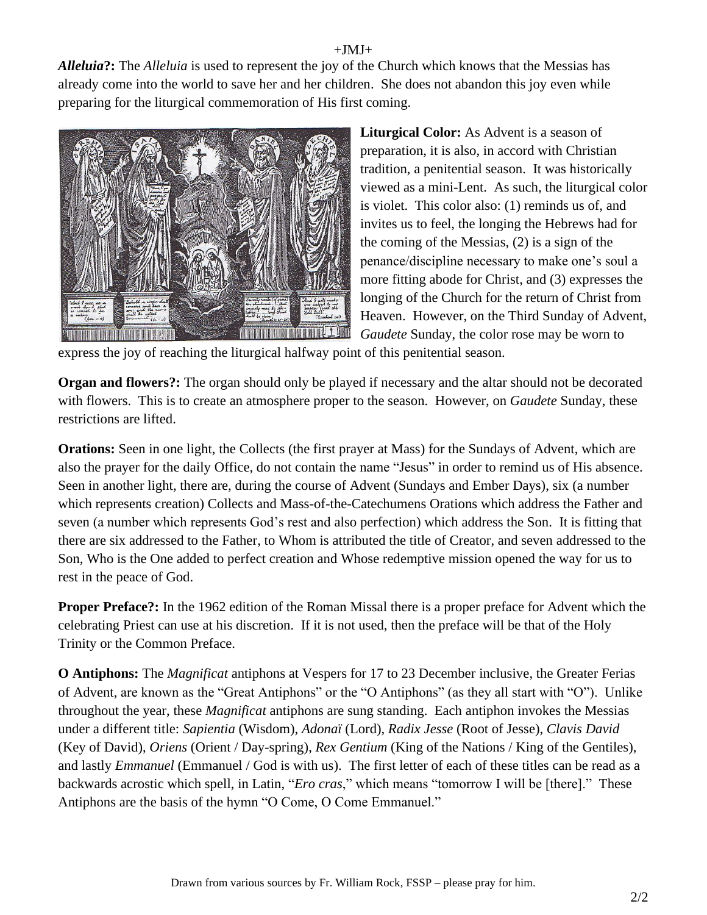+JMJ+

***Alleluia*?:** The *Alleluia* is used to represent the joy of the Church which knows that the Messias has already come into the world to save her and her children. She does not abandon this joy even while preparing for the liturgical commemoration of His first coming.

**Liturgical Color:** As Advent is a season of preparation, it is also, in accord with Christian tradition, a penitential season. It was historically viewed as a mini-Lent. As such, the liturgical color is violet. This color also: (1) reminds us of, and invites us to feel, the longing the Hebrews had for the coming of the Messias, (2) is a sign of the penance/discipline necessary to make one's soul a more fitting abode for Christ, and (3) expresses the longing of the Church for the return of Christ from Heaven. However, on the Third Sunday of Advent, *Gaudete* Sunday, the color rose may be worn to express the joy of reaching the liturgical halfway point of this penitential season.

**Organ and flowers?:** The organ should only be played if necessary and the altar should not be decorated with flowers. This is to create an atmosphere proper to the season. However, on *Gaudete* Sunday, these restrictions are lifted.

**Orations:** Seen in one light, the Collects (the first prayer at Mass) for the Sundays of Advent, which are also the prayer for the daily Office, do not contain the name "Jesus" in order to remind us of His absence. Seen in another light, there are, during the course of Advent (Sundays and Ember Days), six (a number which represents creation) Collects and Mass-of-the-Catechumens Orations which address the Father and seven (a number which represents God's rest and also perfection) which address the Son. It is fitting that there are six addressed to the Father, to Whom is attributed the title of Creator, and seven addressed to the Son, Who is the One added to perfect creation and Whose redemptive mission opened the way for us to rest in the peace of God.

**Proper Preface?:** In the 1962 edition of the Roman Missal there is a proper preface for Advent which the celebrating Priest can use at his discretion. If it is not used, then the preface will be that of the Holy Trinity or the Common Preface.

**O Antiphons:** The *Magnificat* antiphons at Vespers for 17 to 23 December inclusive, the Greater Ferias of Advent, are known as the "Great Antiphons" or the "O Antiphons" (as they all start with "O"). Unlike throughout the year, these *Magnificat* antiphons are sung standing. Each antiphon invokes the Messias under a different title: *Sapientia* (Wisdom), *Adonaï* (Lord), *Radix Jesse* (Root of Jesse), *Clavis David* (Key of David), *Oriens* (Orient / Day-spring), *Rex Gentium* (King of the Nations / King of the Gentiles), and lastly *Emmanuel* (Emmanuel / God is with us). The first letter of each of these titles can be read as a backwards acrostic which spell, in Latin, "*Ero cras*," which means "tomorrow I will be [there]." These Antiphons are the basis of the hymn "O Come, O Come Emmanuel."

Drawn from various sources by Fr. William Rock, FSSP – please pray for him.